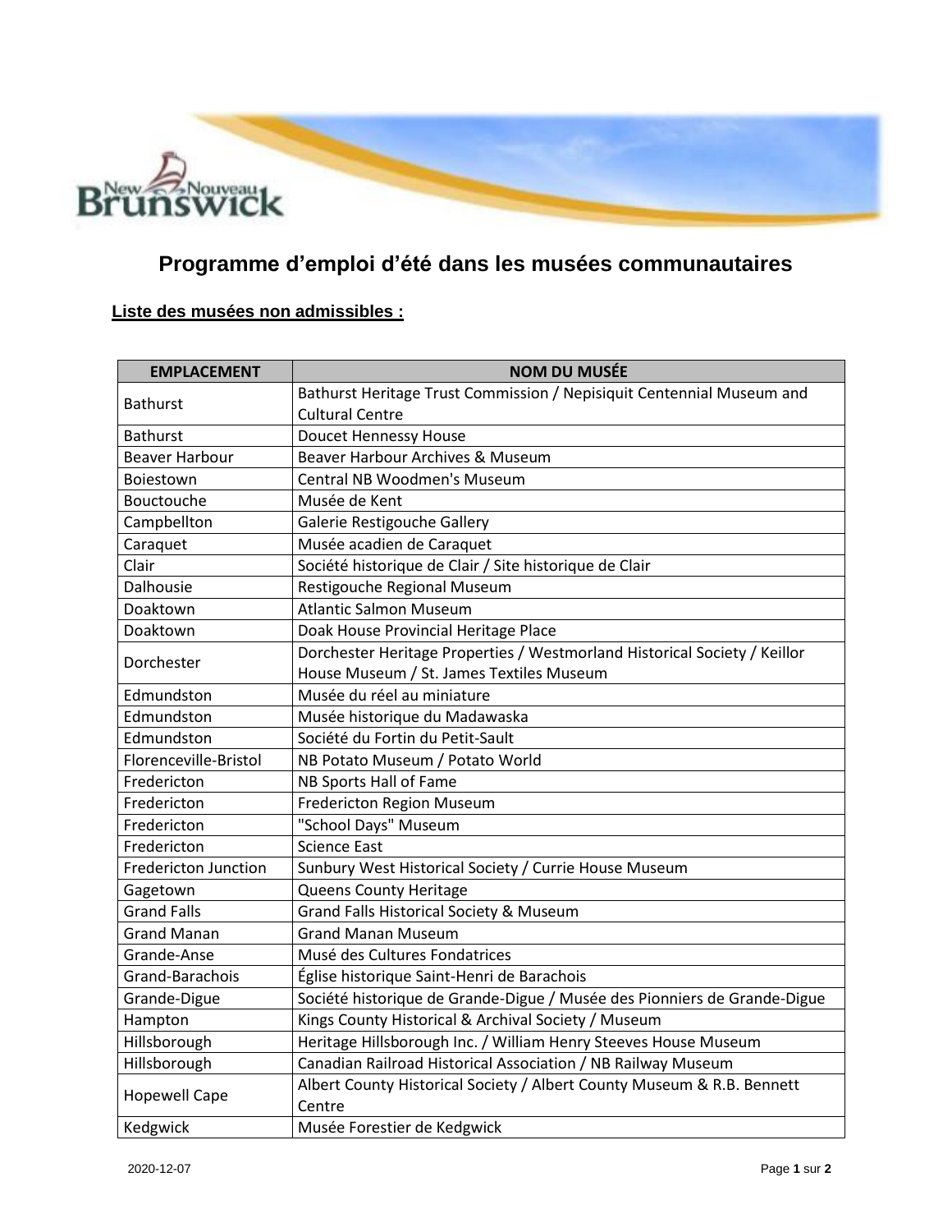# Programme d'emploi d'été dans les musées communautaires

**Liste des musées non admissibles :**

| EMPLACEMENT | NOM DU MUSÉE |
| --- | --- |
| Bathurst | Bathurst Heritage Trust Commission / Nepisiquit Centennial Museum and Cultural Centre |
| Bathurst | Doucet Hennessy House |
| Beaver Harbour | Beaver Harbour Archives & Museum |
| Boiestown | Central NB Woodmen's Museum |
| Bouctouche | Musée de Kent |
| Campbellton | Galerie Restigouche Gallery |
| Caraquet | Musée acadien de Caraquet |
| Clair | Société historique de Clair / Site historique de Clair |
| Dalhousie | Restigouche Regional Museum |
| Doaktown | Atlantic Salmon Museum |
| Doaktown | Doak House Provincial Heritage Place |
| Dorchester | Dorchester Heritage Properties / Westmorland Historical Society / Keillor House Museum / St. James Textiles Museum |
| Edmundston | Musée du réel au miniature |
| Edmundston | Musée historique du Madawaska |
| Edmundston | Société du Fortin du Petit-Sault |
| Florenceville-Bristol | NB Potato Museum / Potato World |
| Fredericton | NB Sports Hall of Fame |
| Fredericton | Fredericton Region Museum |
| Fredericton | "School Days" Museum |
| Fredericton | Science East |
| Fredericton Junction | Sunbury West Historical Society / Currie House Museum |
| Gagetown | Queens County Heritage |
| Grand Falls | Grand Falls Historical Society & Museum |
| Grand Manan | Grand Manan Museum |
| Grande-Anse | Musé des Cultures Fondatrices |
| Grand-Barachois | Église historique Saint-Henri de Barachois |
| Grande-Digue | Société historique de Grande-Digue / Musée des Pionniers de Grande-Digue |
| Hampton | Kings County Historical & Archival Society / Museum |
| Hillsborough | Heritage Hillsborough Inc. / William Henry Steeves House Museum |
| Hillsborough | Canadian Railroad Historical Association / NB Railway Museum |
| Hopewell Cape | Albert County Historical Society / Albert County Museum & R.B. Bennett Centre |
| Kedgwick | Musée Forestier de Kedgwick |

2020-12-07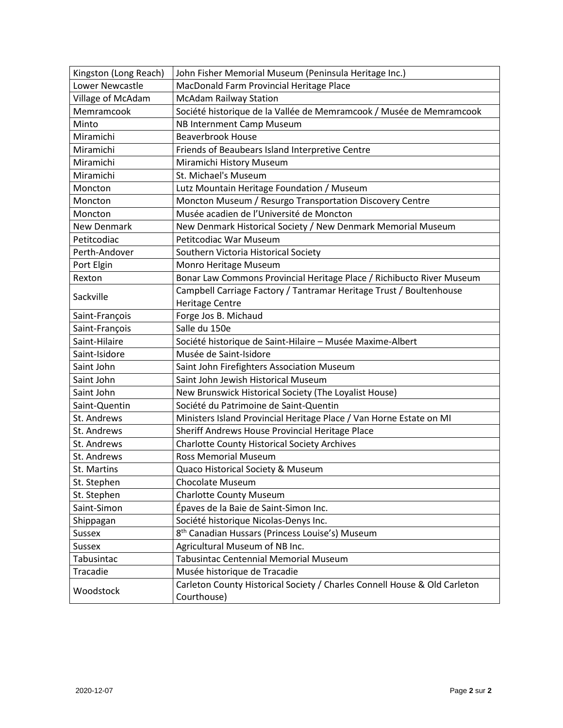| | |
|---|---|
| Kingston (Long Reach) | John Fisher Memorial Museum (Peninsula Heritage Inc.) |
| Lower Newcastle | MacDonald Farm Provincial Heritage Place |
| Village of McAdam | McAdam Railway Station |
| Memramcook | Société historique de la Vallée de Memramcook / Musée de Memramcook |
| Minto | NB Internment Camp Museum |
| Miramichi | Beaverbrook House |
| Miramichi | Friends of Beaubears Island Interpretive Centre |
| Miramichi | Miramichi History Museum |
| Miramichi | St. Michael's Museum |
| Moncton | Lutz Mountain Heritage Foundation / Museum |
| Moncton | Moncton Museum / Resurgo Transportation Discovery Centre |
| Moncton | Musée acadien de l'Université de Moncton |
| New Denmark | New Denmark Historical Society / New Denmark Memorial Museum |
| Petitcodiac | Petitcodiac War Museum |
| Perth-Andover | Southern Victoria Historical Society |
| Port Elgin | Monro Heritage Museum |
| Rexton | Bonar Law Commons Provincial Heritage Place / Richibucto River Museum |
| Sackville | Campbell Carriage Factory / Tantramar Heritage Trust / Boultenhouse Heritage Centre |
| Saint-François | Forge Jos B. Michaud |
| Saint-François | Salle du 150e |
| Saint-Hilaire | Société historique de Saint-Hilaire – Musée Maxime-Albert |
| Saint-Isidore | Musée de Saint-Isidore |
| Saint John | Saint John Firefighters Association Museum |
| Saint John | Saint John Jewish Historical Museum |
| Saint John | New Brunswick Historical Society (The Loyalist House) |
| Saint-Quentin | Société du Patrimoine de Saint-Quentin |
| St. Andrews | Ministers Island Provincial Heritage Place / Van Horne Estate on MI |
| St. Andrews | Sheriff Andrews House Provincial Heritage Place |
| St. Andrews | Charlotte County Historical Society Archives |
| St. Andrews | Ross Memorial Museum |
| St. Martins | Quaco Historical Society & Museum |
| St. Stephen | Chocolate Museum |
| St. Stephen | Charlotte County Museum |
| Saint-Simon | Épaves de la Baie de Saint-Simon Inc. |
| Shippagan | Société historique Nicolas-Denys Inc. |
| Sussex | 8th Canadian Hussars (Princess Louise's) Museum |
| Sussex | Agricultural Museum of NB Inc. |
| Tabusintac | Tabusintac Centennial Memorial Museum |
| Tracadie | Musée historique de Tracadie |
| Woodstock | Carleton County Historical Society / Charles Connell House & Old Carleton Courthouse) |

2020-12-07